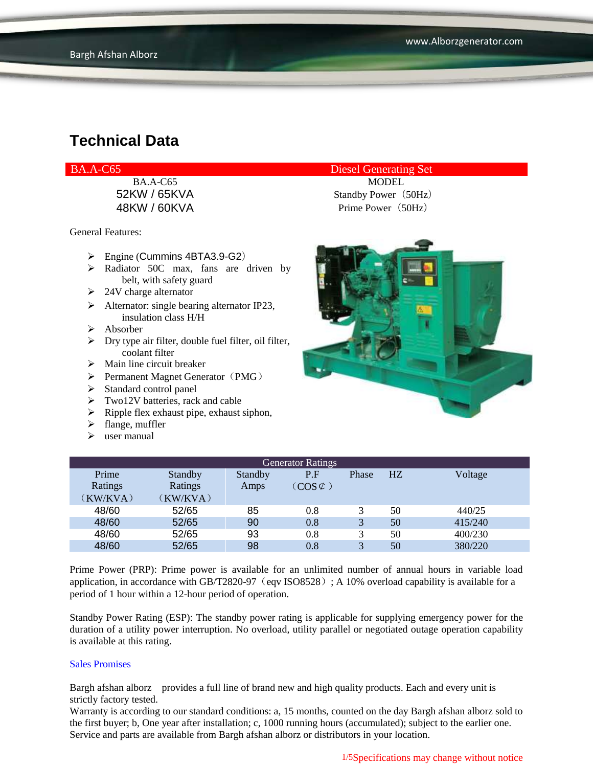# Technical Data

| BA.A-C65 | Diesel Generating Set |
|---|---|
| BA.A-C65 | MODEL |
| 52KW / 65KVA | Standby Power（50Hz） |
| 48KW / 60KVA | Prime Power（50Hz） |

General Features:

- Engine (Cummins 4BTA3.9-G2)
- Radiator 50C max, fans are driven by belt, with safety guard
- 24V charge alternator
- Alternator: single bearing alternator IP23, insulation class H/H
- Absorber
- Dry type air filter, double fuel filter, oil filter, coolant filter
- Main line circuit breaker
- Permanent Magnet Generator（PMG）
- Standard control panel
- Two12V batteries, rack and cable
- Ripple flex exhaust pipe, exhaust siphon,
- flange, muffler
- user manual

| Generator Ratings | | | | | | |
|---|---|---|---|---|---|---|
| Prime Ratings（KW/KVA） | Standby Ratings（KW/KVA） | Standby Amps | P.F（COS¢） | Phase | HZ | Voltage |
| 48/60 | 52/65 | 85 | 0.8 | 3 | 50 | 440/25 |
| 48/60 | 52/65 | 90 | 0.8 | 3 | 50 | 415/240 |
| 48/60 | 52/65 | 93 | 0.8 | 3 | 50 | 400/230 |
| 48/60 | 52/65 | 98 | 0.8 | 3 | 50 | 380/220 |

Prime Power (PRP): Prime power is available for an unlimited number of annual hours in variable load application, in accordance with GB/T2820-97（eqv ISO8528）; A 10% overload capability is available for a period of 1 hour within a 12-hour period of operation.

Standby Power Rating (ESP): The standby power rating is applicable for supplying emergency power for the duration of a utility power interruption. No overload, utility parallel or negotiated outage operation capability is available at this rating.

Sales Promises

Bargh afshan alborz provides a full line of brand new and high quality products. Each and every unit is strictly factory tested.
Warranty is according to our standard conditions: a, 15 months, counted on the day Bargh afshan alborz sold to the first buyer; b, One year after installation; c, 1000 running hours (accumulated); subject to the earlier one.
Service and parts are available from Bargh afshan alborz or distributors in your location.

Specifications may change without notice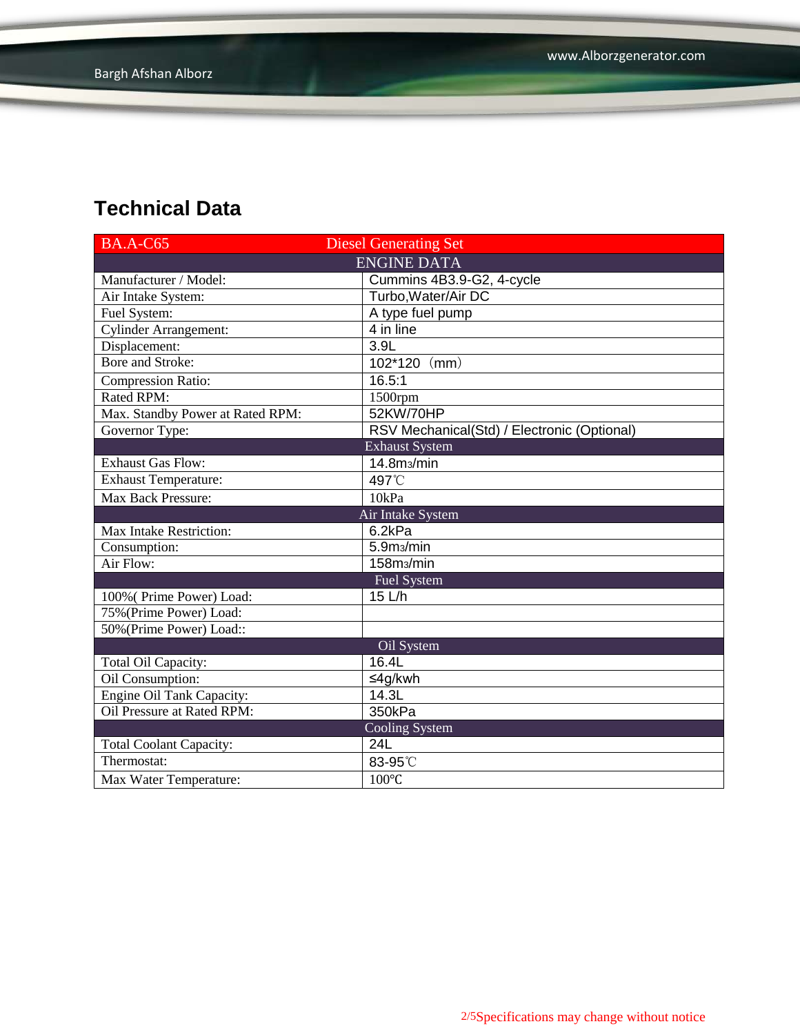## Technical Data

| BA.A-C65 | Diesel Generating Set |
|---|---|
| **ENGINE DATA** | |
| Manufacturer / Model: | Cummins 4B3.9-G2, 4-cycle |
| Air Intake System: | Turbo,Water/Air DC |
| Fuel System: | A type fuel pump |
| Cylinder Arrangement: | 4 in line |
| Displacement: | 3.9L |
| Bore and Stroke: | 102*120（mm） |
| Compression Ratio: | 16.5:1 |
| Rated RPM: | 1500rpm |
| Max. Standby Power at Rated RPM: | 52KW/70HP |
| Governor Type: | RSV Mechanical(Std) / Electronic (Optional) |
| **Exhaust System** | |
| Exhaust Gas Flow: | 14.8m3/min |
| Exhaust Temperature: | 497℃ |
| Max Back Pressure: | 10kPa |
| **Air Intake System** | |
| Max Intake Restriction: | 6.2kPa |
| Consumption: | 5.9m3/min |
| Air Flow: | 158m3/min |
| **Fuel System** | |
| 100%( Prime Power) Load: | 15 L/h |
| 75%(Prime Power) Load: | |
| 50%(Prime Power) Load:: | |
| **Oil System** | |
| Total Oil Capacity: | 16.4L |
| Oil Consumption: | ≤4g/kwh |
| Engine Oil Tank Capacity: | 14.3L |
| Oil Pressure at Rated RPM: | 350kPa |
| **Cooling System** | |
| Total Coolant Capacity: | 24L |
| Thermostat: | 83-95℃ |
| Max Water Temperature: | 100℃ |

Specifications may change without notice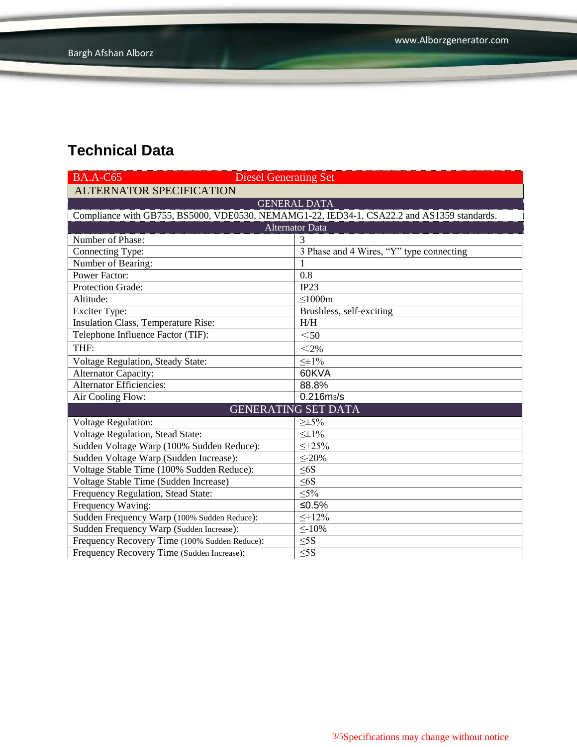## Technical Data

| | |
|---|---|
| BA.A-C65 | Diesel Generating Set |
| ALTERNATOR SPECIFICATION | |
| GENERAL DATA | |
| Compliance with GB755, BS5000, VDE0530, NEMAMG1-22, IED34-1, CSA22.2 and AS1359 standards. | |
| Alternator Data | |
| Number of Phase: | 3 |
| Connecting Type: | 3 Phase and 4 Wires, “Y” type connecting |
| Number of Bearing: | 1 |
| Power Factor: | 0.8 |
| Protection Grade: | IP23 |
| Altitude: | ≤1000m |
| Exciter Type: | Brushless, self-exciting |
| Insulation Class, Temperature Rise: | H/H |
| Telephone Influence Factor (TIF): | ＜50 |
| THF: | ＜2% |
| Voltage Regulation, Steady State: | ≤±1% |
| Alternator Capacity: | 60KVA |
| Alternator Efficiencies: | 88.8% |
| Air Cooling Flow: | 0.216m3/s |
| GENERATING SET DATA | |
| Voltage Regulation: | ≥±5% |
| Voltage Regulation, Stead State: | ≤±1% |
| Sudden Voltage Warp (100% Sudden Reduce): | ≤+25% |
| Sudden Voltage Warp (Sudden Increase): | ≤-20% |
| Voltage Stable Time (100% Sudden Reduce): | ≤6S |
| Voltage Stable Time (Sudden Increase) | ≤6S |
| Frequency Regulation, Stead State: | ≤5% |
| Frequency Waving: | ≤0.5% |
| Sudden Frequency Warp (100% Sudden Reduce): | ≤+12% |
| Sudden Frequency Warp (Sudden Increase): | ≤-10% |
| Frequency Recovery Time (100% Sudden Reduce): | ≤5S |
| Frequency Recovery Time (Sudden Increase): | ≤5S |

Specifications may change without notice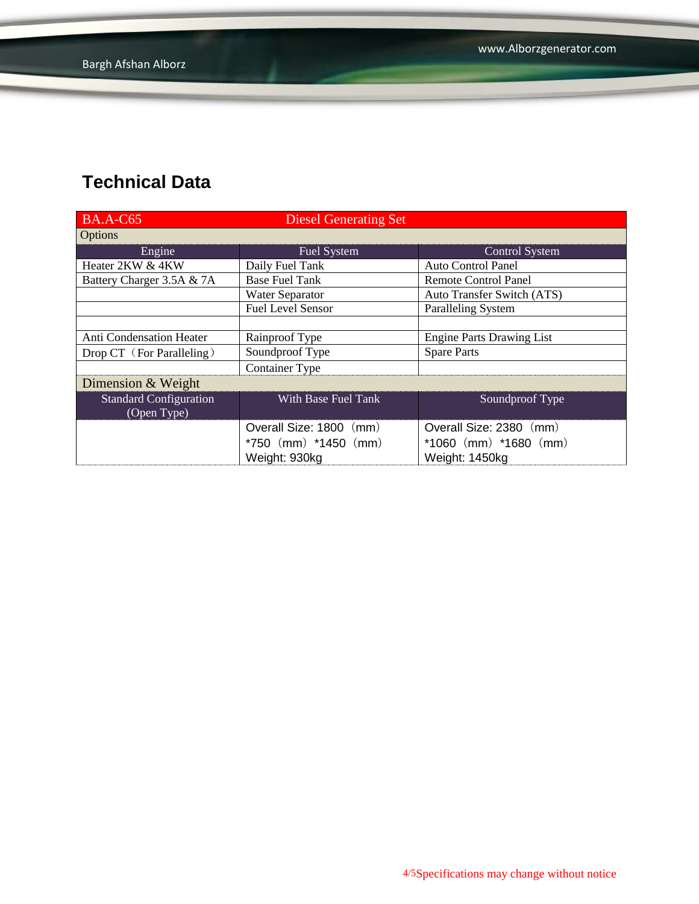# Technical Data

| BA.A-C65 | Diesel Generating Set | |
|---|---|---|
| Options | | |
| Engine | Fuel System | Control System |
| Heater 2KW & 4KW | Daily Fuel Tank | Auto Control Panel |
| Battery Charger 3.5A & 7A | Base Fuel Tank | Remote Control Panel |
| | Water Separator | Auto Transfer Switch (ATS) |
| | Fuel Level Sensor | Paralleling System |
| | | |
| Anti Condensation Heater | Rainproof Type | Engine Parts Drawing List |
| Drop CT（For Paralleling） | Soundproof Type | Spare Parts |
| | Container Type | |
| Dimension & Weight | | |
| Standard Configuration (Open Type) | With Base Fuel Tank | Soundproof Type |
| | Overall Size: 1800（mm）*750（mm）*1450（mm） Weight: 930kg | Overall Size: 2380（mm）*1060（mm）*1680（mm） Weight: 1450kg |

Specifications may change without notice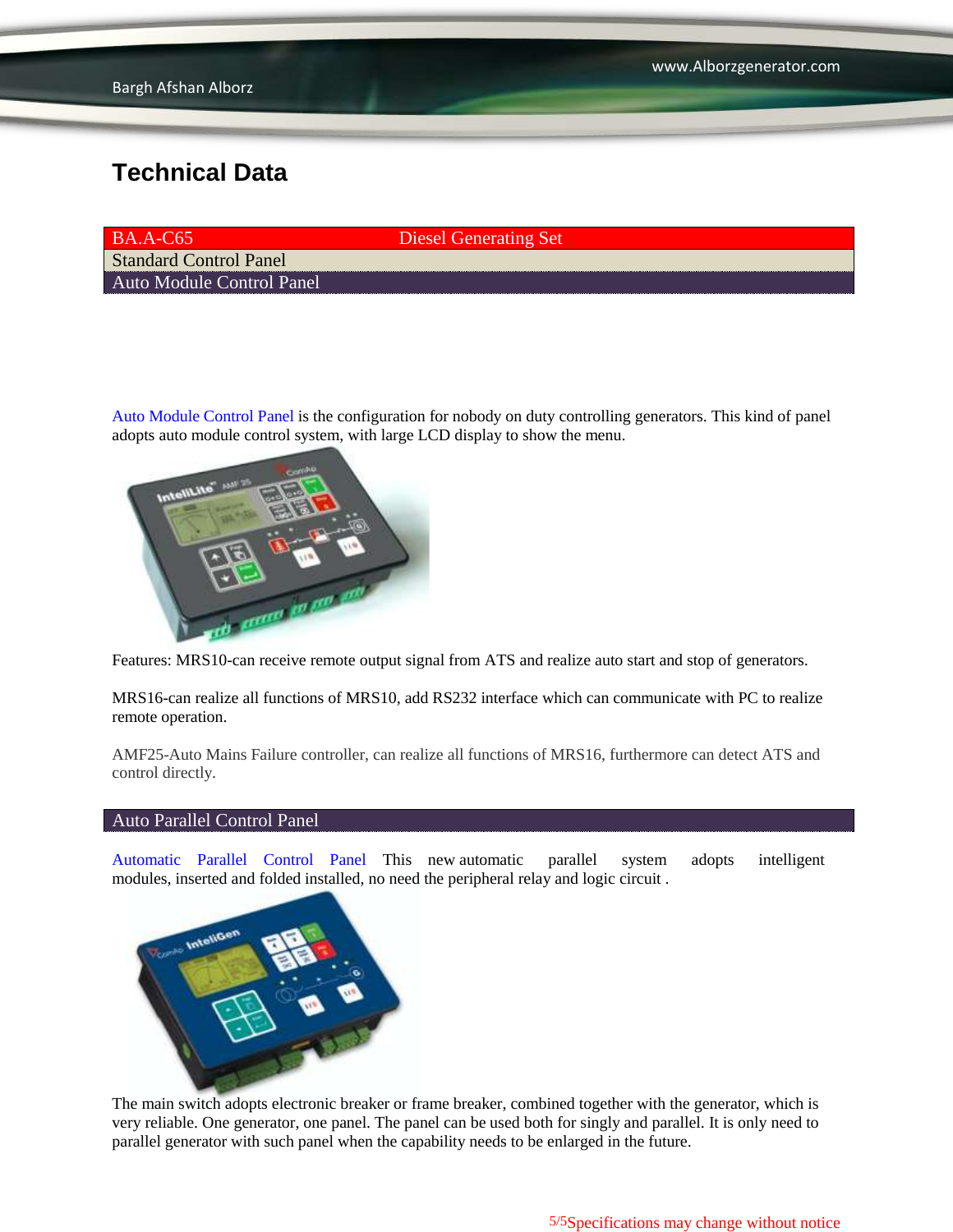# Technical Data

| | |
|---|---|
| BA.A-C65 | Diesel Generating Set |
| Standard Control Panel | |
| Auto Module Control Panel | |

Auto Module Control Panel is the configuration for nobody on duty controlling generators. This kind of panel adopts auto module control system, with large LCD display to show the menu.

Features: MRS10-can receive remote output signal from ATS and realize auto start and stop of generators.

MRS16-can realize all functions of MRS10, add RS232 interface which can communicate with PC to realize remote operation.

AMF25-Auto Mains Failure controller, can realize all functions of MRS16, furthermore can detect ATS and control directly.

## Auto Parallel Control Panel

Automatic Parallel Control Panel This new automatic parallel system adopts intelligent modules, inserted and folded installed, no need the peripheral relay and logic circuit .

The main switch adopts electronic breaker or frame breaker, combined together with the generator, which is very reliable. One generator, one panel. The panel can be used both for singly and parallel. It is only need to parallel generator with such panel when the capability needs to be enlarged in the future.

Specifications may change without notice